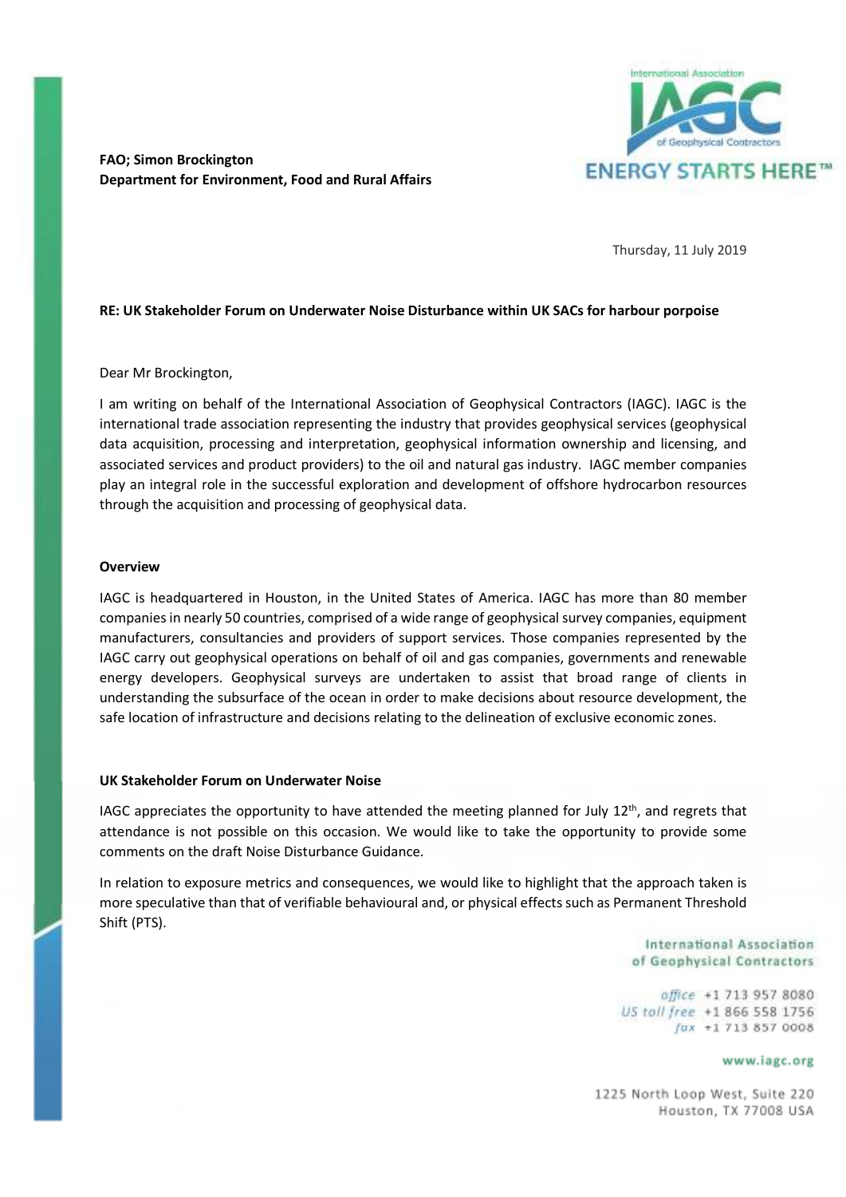**FAO; Simon Brockington**
**Department for Environment, Food and Rural Affairs**

Thursday, 11 July 2019

**RE: UK Stakeholder Forum on Underwater Noise Disturbance within UK SACs for harbour porpoise**

Dear Mr Brockington,

I am writing on behalf of the International Association of Geophysical Contractors (IAGC). IAGC is the international trade association representing the industry that provides geophysical services (geophysical data acquisition, processing and interpretation, geophysical information ownership and licensing, and associated services and product providers) to the oil and natural gas industry. IAGC member companies play an integral role in the successful exploration and development of offshore hydrocarbon resources through the acquisition and processing of geophysical data.

**Overview**

IAGC is headquartered in Houston, in the United States of America. IAGC has more than 80 member companies in nearly 50 countries, comprised of a wide range of geophysical survey companies, equipment manufacturers, consultancies and providers of support services. Those companies represented by the IAGC carry out geophysical operations on behalf of oil and gas companies, governments and renewable energy developers. Geophysical surveys are undertaken to assist that broad range of clients in understanding the subsurface of the ocean in order to make decisions about resource development, the safe location of infrastructure and decisions relating to the delineation of exclusive economic zones.

**UK Stakeholder Forum on Underwater Noise**

IAGC appreciates the opportunity to have attended the meeting planned for July 12th, and regrets that attendance is not possible on this occasion. We would like to take the opportunity to provide some comments on the draft Noise Disturbance Guidance.

In relation to exposure metrics and consequences, we would like to highlight that the approach taken is more speculative than that of verifiable behavioural and, or physical effects such as Permanent Threshold Shift (PTS).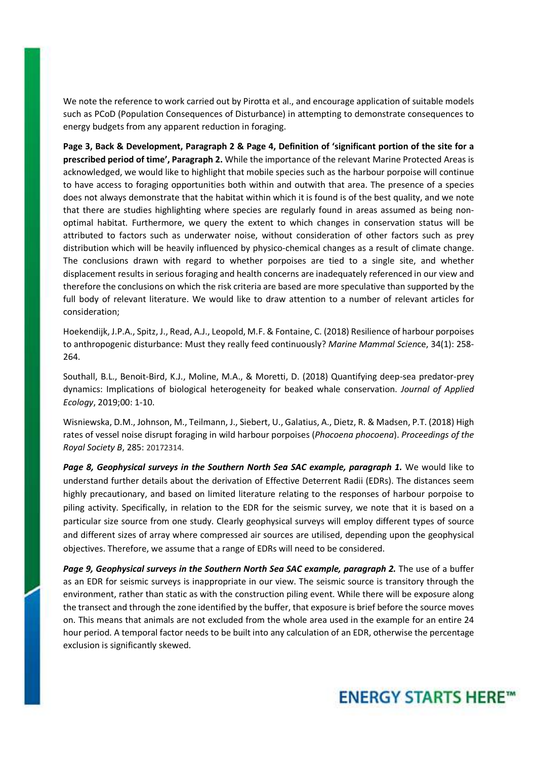We note the reference to work carried out by Pirotta et al., and encourage application of suitable models such as PCoD (Population Consequences of Disturbance) in attempting to demonstrate consequences to energy budgets from any apparent reduction in foraging.

**Page 3, Back & Development, Paragraph 2 & Page 4, Definition of 'significant portion of the site for a prescribed period of time', Paragraph 2.** While the importance of the relevant Marine Protected Areas is acknowledged, we would like to highlight that mobile species such as the harbour porpoise will continue to have access to foraging opportunities both within and outwith that area. The presence of a species does not always demonstrate that the habitat within which it is found is of the best quality, and we note that there are studies highlighting where species are regularly found in areas assumed as being non-optimal habitat. Furthermore, we query the extent to which changes in conservation status will be attributed to factors such as underwater noise, without consideration of other factors such as prey distribution which will be heavily influenced by physico-chemical changes as a result of climate change. The conclusions drawn with regard to whether porpoises are tied to a single site, and whether displacement results in serious foraging and health concerns are inadequately referenced in our view and therefore the conclusions on which the risk criteria are based are more speculative than supported by the full body of relevant literature. We would like to draw attention to a number of relevant articles for consideration;

Hoekendijk, J.P.A., Spitz, J., Read, A.J., Leopold, M.F. & Fontaine, C. (2018) Resilience of harbour porpoises to anthropogenic disturbance: Must they really feed continuously? *Marine Mammal Science*, 34(1): 258-264.

Southall, B.L., Benoit-Bird, K.J., Moline, M.A., & Moretti, D. (2018) Quantifying deep-sea predator-prey dynamics: Implications of biological heterogeneity for beaked whale conservation. *Journal of Applied Ecology*, 2019;00: 1-10.

Wisniewska, D.M., Johnson, M., Teilmann, J., Siebert, U., Galatius, A., Dietz, R. & Madsen, P.T. (2018) High rates of vessel noise disrupt foraging in wild harbour porpoises (*Phocoena phocoena*). *Proceedings of the Royal Society B*, 285: 20172314.

***Page 8, Geophysical surveys in the Southern North Sea SAC example, paragraph 1.*** We would like to understand further details about the derivation of Effective Deterrent Radii (EDRs). The distances seem highly precautionary, and based on limited literature relating to the responses of harbour porpoise to piling activity. Specifically, in relation to the EDR for the seismic survey, we note that it is based on a particular size source from one study. Clearly geophysical surveys will employ different types of source and different sizes of array where compressed air sources are utilised, depending upon the geophysical objectives. Therefore, we assume that a range of EDRs will need to be considered.

***Page 9, Geophysical surveys in the Southern North Sea SAC example, paragraph 2.*** The use of a buffer as an EDR for seismic surveys is inappropriate in our view. The seismic source is transitory through the environment, rather than static as with the construction piling event. While there will be exposure along the transect and through the zone identified by the buffer, that exposure is brief before the source moves on. This means that animals are not excluded from the whole area used in the example for an entire 24 hour period. A temporal factor needs to be built into any calculation of an EDR, otherwise the percentage exclusion is significantly skewed.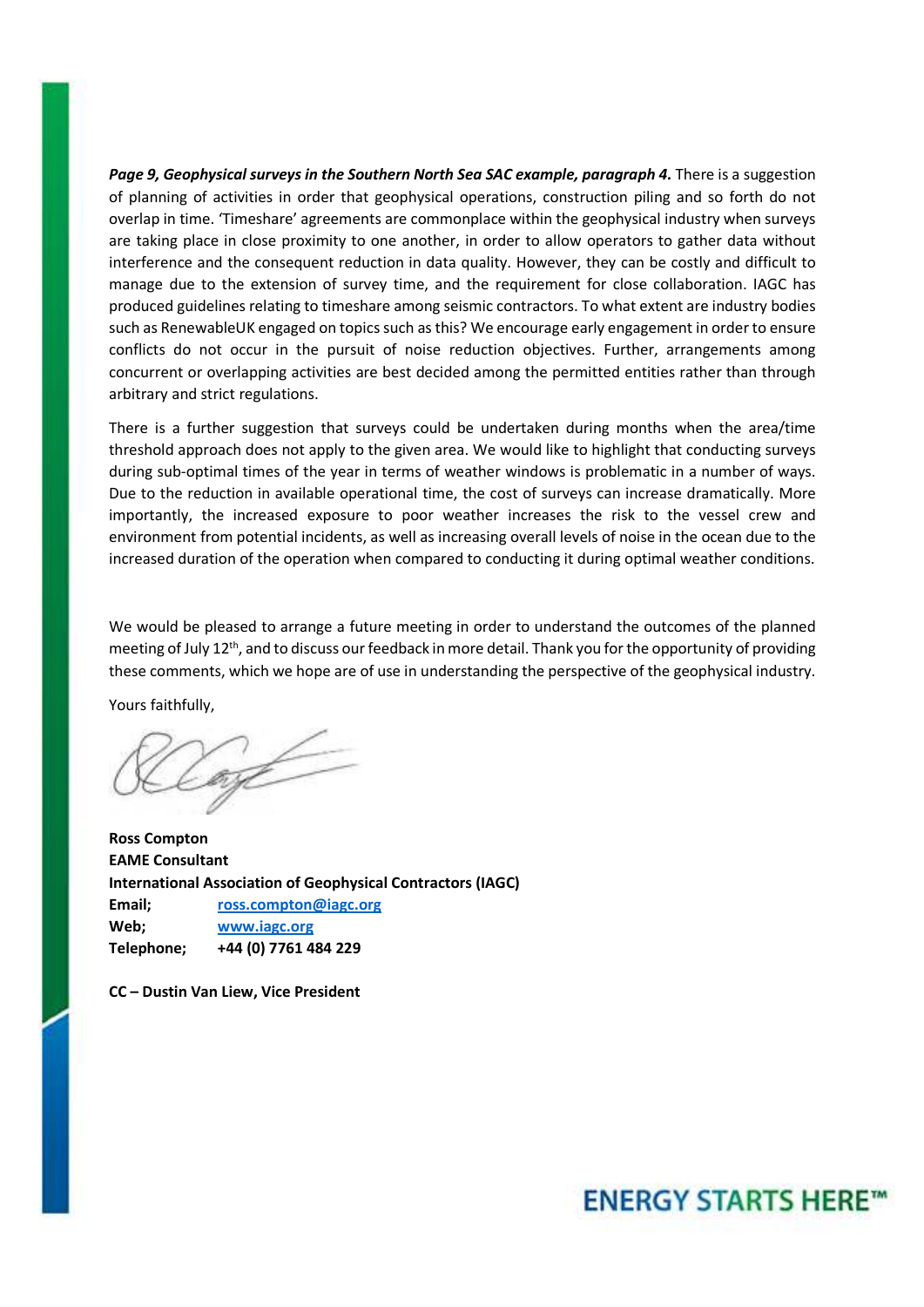***Page 9, Geophysical surveys in the Southern North Sea SAC example, paragraph 4.*** There is a suggestion of planning of activities in order that geophysical operations, construction piling and so forth do not overlap in time. 'Timeshare' agreements are commonplace within the geophysical industry when surveys are taking place in close proximity to one another, in order to allow operators to gather data without interference and the consequent reduction in data quality. However, they can be costly and difficult to manage due to the extension of survey time, and the requirement for close collaboration. IAGC has produced guidelines relating to timeshare among seismic contractors. To what extent are industry bodies such as RenewableUK engaged on topics such as this? We encourage early engagement in order to ensure conflicts do not occur in the pursuit of noise reduction objectives. Further, arrangements among concurrent or overlapping activities are best decided among the permitted entities rather than through arbitrary and strict regulations.

There is a further suggestion that surveys could be undertaken during months when the area/time threshold approach does not apply to the given area. We would like to highlight that conducting surveys during sub-optimal times of the year in terms of weather windows is problematic in a number of ways. Due to the reduction in available operational time, the cost of surveys can increase dramatically. More importantly, the increased exposure to poor weather increases the risk to the vessel crew and environment from potential incidents, as well as increasing overall levels of noise in the ocean due to the increased duration of the operation when compared to conducting it during optimal weather conditions.

We would be pleased to arrange a future meeting in order to understand the outcomes of the planned meeting of July 12th, and to discuss our feedback in more detail. Thank you for the opportunity of providing these comments, which we hope are of use in understanding the perspective of the geophysical industry.

Yours faithfully,

**Ross Compton**
**EAME Consultant**
**International Association of Geophysical Contractors (IAGC)**
**Email;** ross.compton@iagc.org
**Web;** www.iagc.org
**Telephone;** **+44 (0) 7761 484 229**

**CC – Dustin Van Liew, Vice President**

ENERGY STARTS HERE™